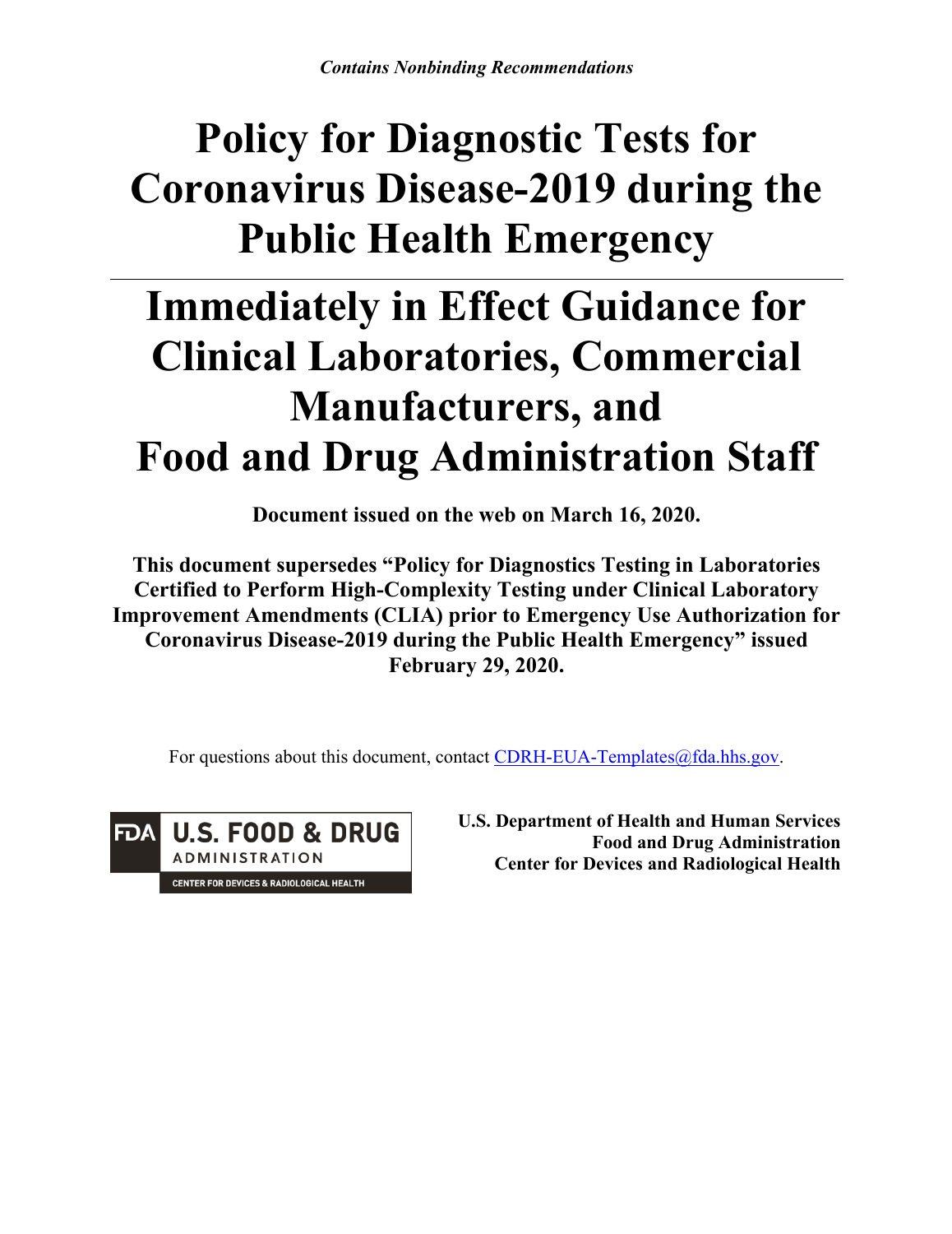*Contains Nonbinding Recommendations*

# Policy for Diagnostic Tests for Coronavirus Disease-2019 during the Public Health Emergency

---

# Immediately in Effect Guidance for Clinical Laboratories, Commercial Manufacturers, and Food and Drug Administration Staff

**Document issued on the web on March 16, 2020.**

**This document supersedes "Policy for Diagnostics Testing in Laboratories Certified to Perform High-Complexity Testing under Clinical Laboratory Improvement Amendments (CLIA) prior to Emergency Use Authorization for Coronavirus Disease-2019 during the Public Health Emergency" issued February 29, 2020.**

For questions about this document, contact CDRH-EUA-Templates@fda.hhs.gov.

FDA U.S. FOOD & DRUG ADMINISTRATION
CENTER FOR DEVICES & RADIOLOGICAL HEALTH

**U.S. Department of Health and Human Services**
**Food and Drug Administration**
**Center for Devices and Radiological Health**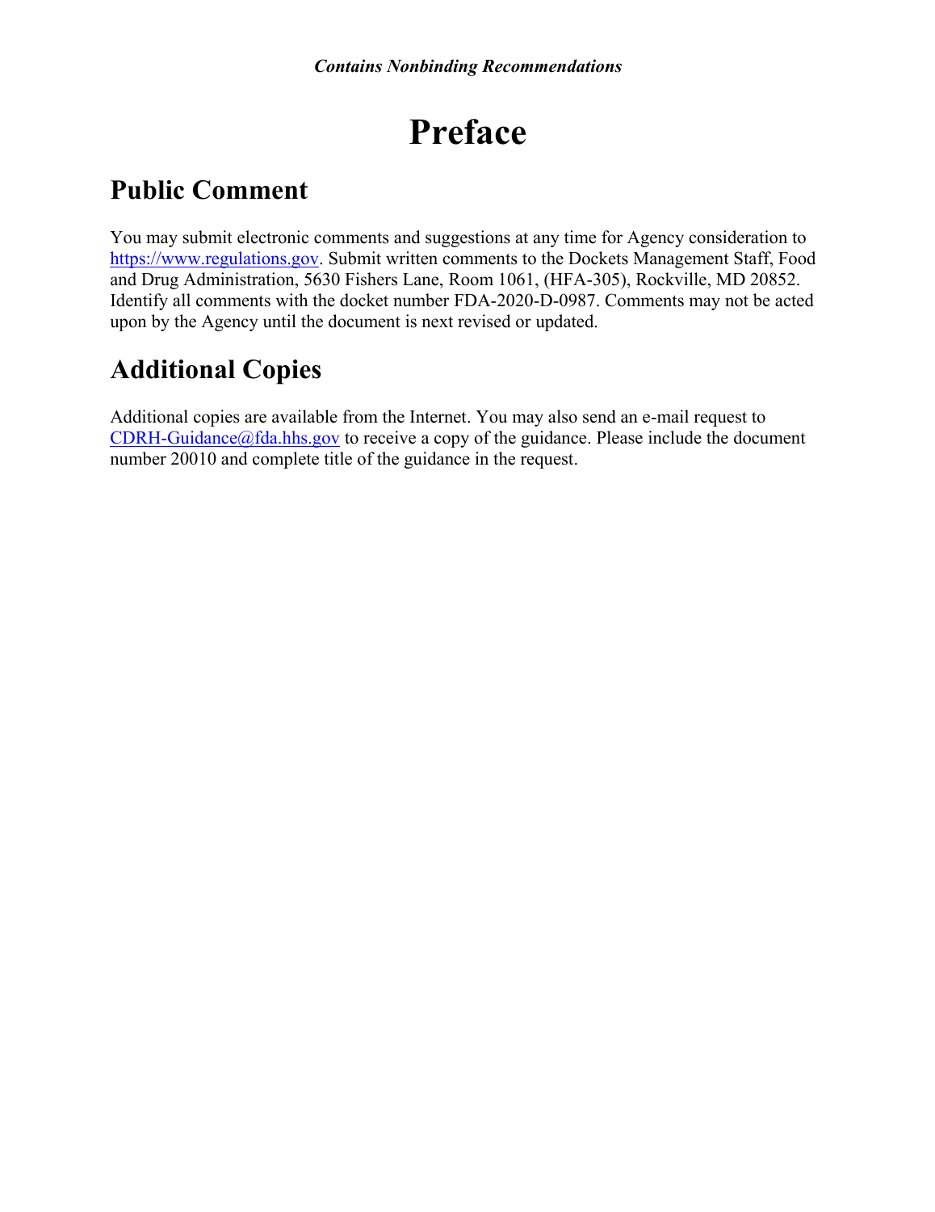# Preface

## Public Comment

You may submit electronic comments and suggestions at any time for Agency consideration to https://www.regulations.gov. Submit written comments to the Dockets Management Staff, Food and Drug Administration, 5630 Fishers Lane, Room 1061, (HFA-305), Rockville, MD 20852. Identify all comments with the docket number FDA-2020-D-0987. Comments may not be acted upon by the Agency until the document is next revised or updated.

## Additional Copies

Additional copies are available from the Internet. You may also send an e-mail request to CDRH-Guidance@fda.hhs.gov to receive a copy of the guidance. Please include the document number 20010 and complete title of the guidance in the request.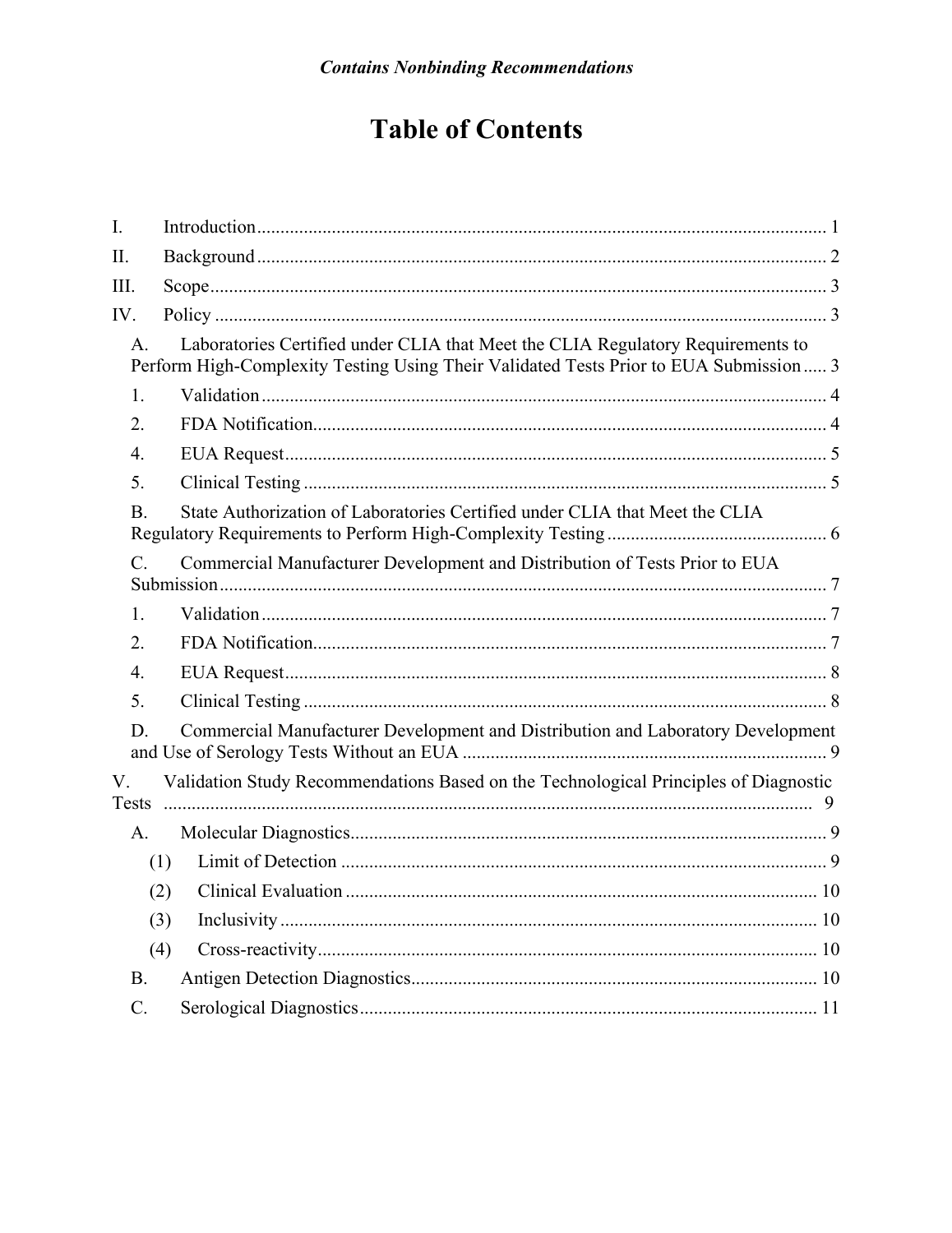*Contains Nonbinding Recommendations*

# Table of Contents

I. Introduction ........................................................................................................................ 1

II. Background ........................................................................................................................ 2

III. Scope .................................................................................................................................. 3

IV. Policy .................................................................................................................................. 3

- A. Laboratories Certified under CLIA that Meet the CLIA Regulatory Requirements to Perform High-Complexity Testing Using Their Validated Tests Prior to EUA Submission ..... 3
  - 1. Validation ........................................................................................................ 4
  - 2. FDA Notification ............................................................................................. 4
  - 4. EUA Request .................................................................................................... 5
  - 5. Clinical Testing ............................................................................................... 5
- B. State Authorization of Laboratories Certified under CLIA that Meet the CLIA Regulatory Requirements to Perform High-Complexity Testing ............................................... 6
- C. Commercial Manufacturer Development and Distribution of Tests Prior to EUA Submission ................................................................................................................................ 7
  - 1. Validation ........................................................................................................ 7
  - 2. FDA Notification ............................................................................................. 7
  - 4. EUA Request .................................................................................................... 8
  - 5. Clinical Testing ............................................................................................... 8
- D. Commercial Manufacturer Development and Distribution and Laboratory Development and Use of Serology Tests Without an EUA ............................................................................. 9

V. Validation Study Recommendations Based on the Technological Principles of Diagnostic Tests ......................................................................................................................................... 9

- A. Molecular Diagnostics ...................................................................................................... 9
  - (1) Limit of Detection ....................................................................................................... 9
  - (2) Clinical Evaluation ..................................................................................................... 10
  - (3) Inclusivity .................................................................................................................. 10
  - (4) Cross-reactivity ........................................................................................................... 10
- B. Antigen Detection Diagnostics ...................................................................................... 10
- C. Serological Diagnostics ................................................................................................. 11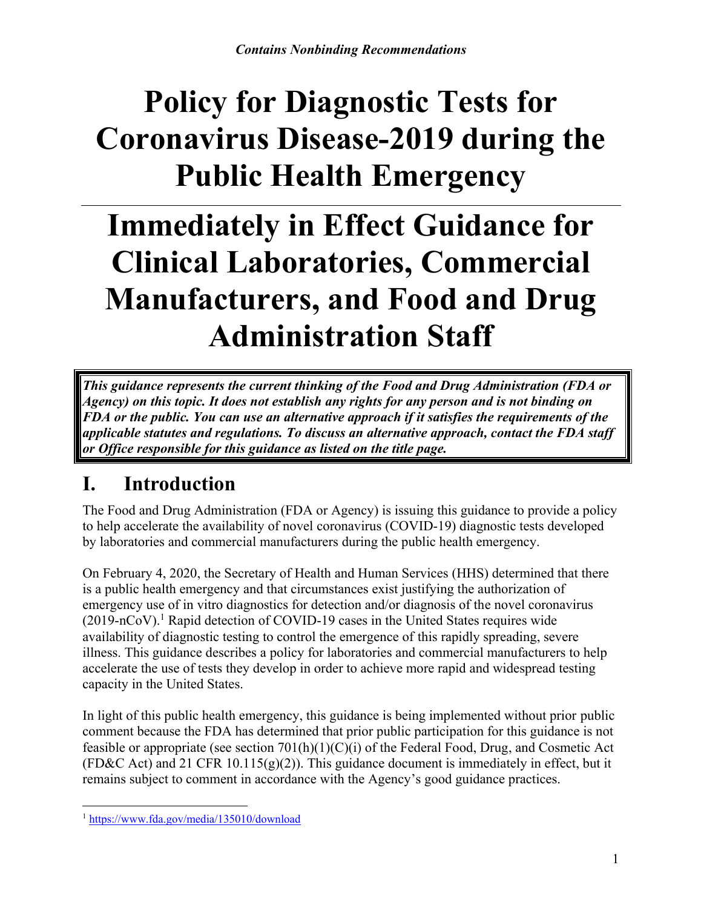*Contains Nonbinding Recommendations*

# Policy for Diagnostic Tests for Coronavirus Disease-2019 during the Public Health Emergency

# Immediately in Effect Guidance for Clinical Laboratories, Commercial Manufacturers, and Food and Drug Administration Staff

***This guidance represents the current thinking of the Food and Drug Administration (FDA or Agency) on this topic. It does not establish any rights for any person and is not binding on FDA or the public. You can use an alternative approach if it satisfies the requirements of the applicable statutes and regulations. To discuss an alternative approach, contact the FDA staff or Office responsible for this guidance as listed on the title page.***

## I. Introduction

The Food and Drug Administration (FDA or Agency) is issuing this guidance to provide a policy to help accelerate the availability of novel coronavirus (COVID-19) diagnostic tests developed by laboratories and commercial manufacturers during the public health emergency.

On February 4, 2020, the Secretary of Health and Human Services (HHS) determined that there is a public health emergency and that circumstances exist justifying the authorization of emergency use of in vitro diagnostics for detection and/or diagnosis of the novel coronavirus (2019-nCoV).[1] Rapid detection of COVID-19 cases in the United States requires wide availability of diagnostic testing to control the emergence of this rapidly spreading, severe illness. This guidance describes a policy for laboratories and commercial manufacturers to help accelerate the use of tests they develop in order to achieve more rapid and widespread testing capacity in the United States.

In light of this public health emergency, this guidance is being implemented without prior public comment because the FDA has determined that prior public participation for this guidance is not feasible or appropriate (see section 701(h)(1)(C)(i) of the Federal Food, Drug, and Cosmetic Act (FD&C Act) and 21 CFR 10.115(g)(2)). This guidance document is immediately in effect, but it remains subject to comment in accordance with the Agency's good guidance practices.

[1] https://www.fda.gov/media/135010/download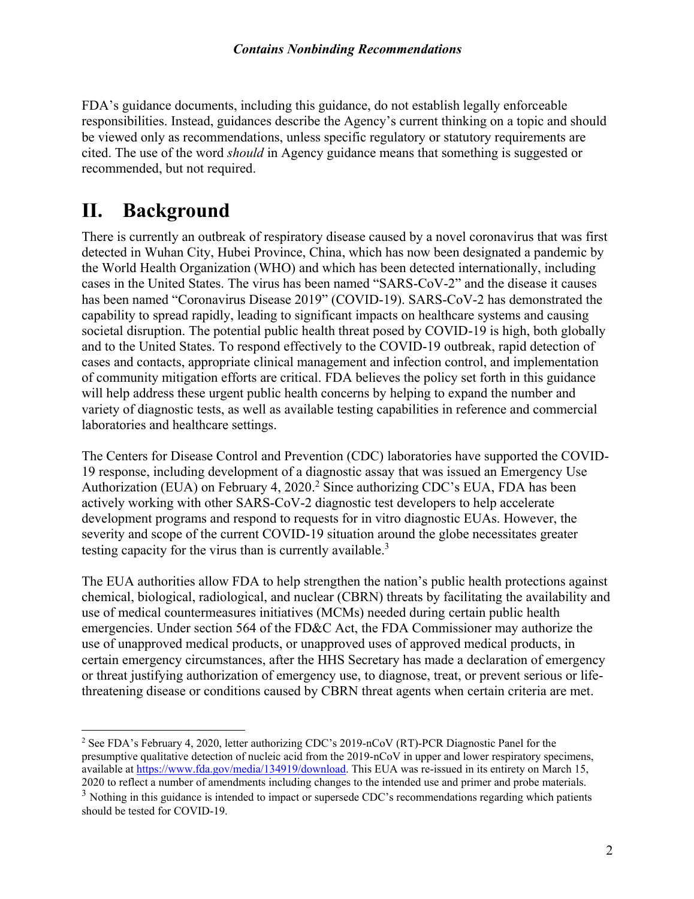FDA's guidance documents, including this guidance, do not establish legally enforceable responsibilities. Instead, guidances describe the Agency's current thinking on a topic and should be viewed only as recommendations, unless specific regulatory or statutory requirements are cited. The use of the word *should* in Agency guidance means that something is suggested or recommended, but not required.

# II. Background

There is currently an outbreak of respiratory disease caused by a novel coronavirus that was first detected in Wuhan City, Hubei Province, China, which has now been designated a pandemic by the World Health Organization (WHO) and which has been detected internationally, including cases in the United States. The virus has been named "SARS-CoV-2" and the disease it causes has been named "Coronavirus Disease 2019" (COVID-19). SARS-CoV-2 has demonstrated the capability to spread rapidly, leading to significant impacts on healthcare systems and causing societal disruption. The potential public health threat posed by COVID-19 is high, both globally and to the United States. To respond effectively to the COVID-19 outbreak, rapid detection of cases and contacts, appropriate clinical management and infection control, and implementation of community mitigation efforts are critical. FDA believes the policy set forth in this guidance will help address these urgent public health concerns by helping to expand the number and variety of diagnostic tests, as well as available testing capabilities in reference and commercial laboratories and healthcare settings.

The Centers for Disease Control and Prevention (CDC) laboratories have supported the COVID-19 response, including development of a diagnostic assay that was issued an Emergency Use Authorization (EUA) on February 4, 2020.[2] Since authorizing CDC's EUA, FDA has been actively working with other SARS-CoV-2 diagnostic test developers to help accelerate development programs and respond to requests for in vitro diagnostic EUAs. However, the severity and scope of the current COVID-19 situation around the globe necessitates greater testing capacity for the virus than is currently available.[3]

The EUA authorities allow FDA to help strengthen the nation's public health protections against chemical, biological, radiological, and nuclear (CBRN) threats by facilitating the availability and use of medical countermeasures initiatives (MCMs) needed during certain public health emergencies. Under section 564 of the FD&C Act, the FDA Commissioner may authorize the use of unapproved medical products, or unapproved uses of approved medical products, in certain emergency circumstances, after the HHS Secretary has made a declaration of emergency or threat justifying authorization of emergency use, to diagnose, treat, or prevent serious or life-threatening disease or conditions caused by CBRN threat agents when certain criteria are met.

---

[2] See FDA's February 4, 2020, letter authorizing CDC's 2019-nCoV (RT)-PCR Diagnostic Panel for the presumptive qualitative detection of nucleic acid from the 2019-nCoV in upper and lower respiratory specimens, available at https://www.fda.gov/media/134919/download. This EUA was re-issued in its entirety on March 15, 2020 to reflect a number of amendments including changes to the intended use and primer and probe materials.

[3] Nothing in this guidance is intended to impact or supersede CDC's recommendations regarding which patients should be tested for COVID-19.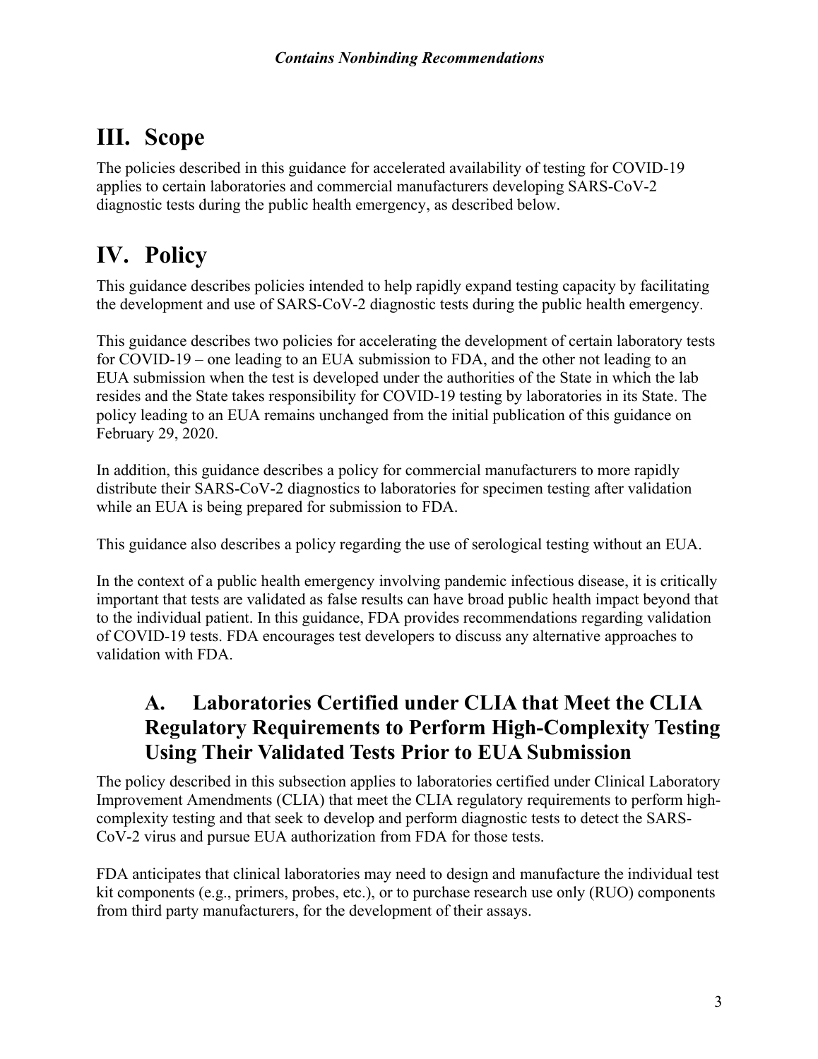# III. Scope

The policies described in this guidance for accelerated availability of testing for COVID-19 applies to certain laboratories and commercial manufacturers developing SARS-CoV-2 diagnostic tests during the public health emergency, as described below.

# IV. Policy

This guidance describes policies intended to help rapidly expand testing capacity by facilitating the development and use of SARS-CoV-2 diagnostic tests during the public health emergency.

This guidance describes two policies for accelerating the development of certain laboratory tests for COVID-19 – one leading to an EUA submission to FDA, and the other not leading to an EUA submission when the test is developed under the authorities of the State in which the lab resides and the State takes responsibility for COVID-19 testing by laboratories in its State. The policy leading to an EUA remains unchanged from the initial publication of this guidance on February 29, 2020.

In addition, this guidance describes a policy for commercial manufacturers to more rapidly distribute their SARS-CoV-2 diagnostics to laboratories for specimen testing after validation while an EUA is being prepared for submission to FDA.

This guidance also describes a policy regarding the use of serological testing without an EUA.

In the context of a public health emergency involving pandemic infectious disease, it is critically important that tests are validated as false results can have broad public health impact beyond that to the individual patient. In this guidance, FDA provides recommendations regarding validation of COVID-19 tests. FDA encourages test developers to discuss any alternative approaches to validation with FDA.

## A. Laboratories Certified under CLIA that Meet the CLIA Regulatory Requirements to Perform High-Complexity Testing Using Their Validated Tests Prior to EUA Submission

The policy described in this subsection applies to laboratories certified under Clinical Laboratory Improvement Amendments (CLIA) that meet the CLIA regulatory requirements to perform high-complexity testing and that seek to develop and perform diagnostic tests to detect the SARS-CoV-2 virus and pursue EUA authorization from FDA for those tests.

FDA anticipates that clinical laboratories may need to design and manufacture the individual test kit components (e.g., primers, probes, etc.), or to purchase research use only (RUO) components from third party manufacturers, for the development of their assays.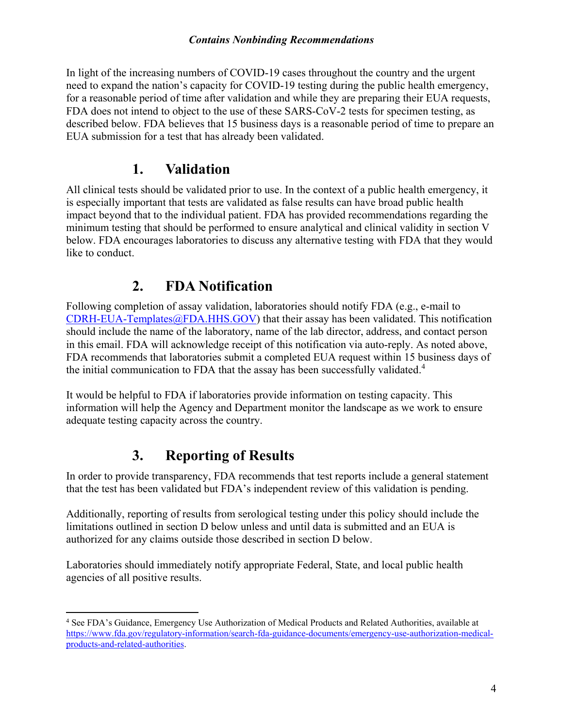In light of the increasing numbers of COVID-19 cases throughout the country and the urgent need to expand the nation's capacity for COVID-19 testing during the public health emergency, for a reasonable period of time after validation and while they are preparing their EUA requests, FDA does not intend to object to the use of these SARS-CoV-2 tests for specimen testing, as described below. FDA believes that 15 business days is a reasonable period of time to prepare an EUA submission for a test that has already been validated.

## 1. Validation

All clinical tests should be validated prior to use. In the context of a public health emergency, it is especially important that tests are validated as false results can have broad public health impact beyond that to the individual patient. FDA has provided recommendations regarding the minimum testing that should be performed to ensure analytical and clinical validity in section V below. FDA encourages laboratories to discuss any alternative testing with FDA that they would like to conduct.

## 2. FDA Notification

Following completion of assay validation, laboratories should notify FDA (e.g., e-mail to CDRH-EUA-Templates@FDA.HHS.GOV) that their assay has been validated. This notification should include the name of the laboratory, name of the lab director, address, and contact person in this email. FDA will acknowledge receipt of this notification via auto-reply. As noted above, FDA recommends that laboratories submit a completed EUA request within 15 business days of the initial communication to FDA that the assay has been successfully validated.[4]

It would be helpful to FDA if laboratories provide information on testing capacity. This information will help the Agency and Department monitor the landscape as we work to ensure adequate testing capacity across the country.

## 3. Reporting of Results

In order to provide transparency, FDA recommends that test reports include a general statement that the test has been validated but FDA's independent review of this validation is pending.

Additionally, reporting of results from serological testing under this policy should include the limitations outlined in section D below unless and until data is submitted and an EUA is authorized for any claims outside those described in section D below.

Laboratories should immediately notify appropriate Federal, State, and local public health agencies of all positive results.

---

[4] See FDA's Guidance, Emergency Use Authorization of Medical Products and Related Authorities, available at https://www.fda.gov/regulatory-information/search-fda-guidance-documents/emergency-use-authorization-medical-products-and-related-authorities.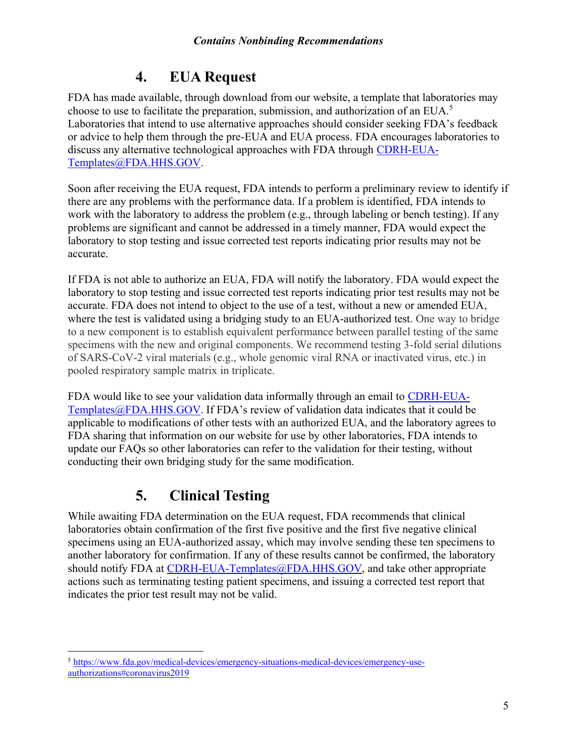## 4. EUA Request

FDA has made available, through download from our website, a template that laboratories may choose to use to facilitate the preparation, submission, and authorization of an EUA.[5] Laboratories that intend to use alternative approaches should consider seeking FDA's feedback or advice to help them through the pre-EUA and EUA process. FDA encourages laboratories to discuss any alternative technological approaches with FDA through CDRH-EUA-Templates@FDA.HHS.GOV.

Soon after receiving the EUA request, FDA intends to perform a preliminary review to identify if there are any problems with the performance data. If a problem is identified, FDA intends to work with the laboratory to address the problem (e.g., through labeling or bench testing). If any problems are significant and cannot be addressed in a timely manner, FDA would expect the laboratory to stop testing and issue corrected test reports indicating prior results may not be accurate.

If FDA is not able to authorize an EUA, FDA will notify the laboratory. FDA would expect the laboratory to stop testing and issue corrected test reports indicating prior test results may not be accurate. FDA does not intend to object to the use of a test, without a new or amended EUA, where the test is validated using a bridging study to an EUA-authorized test. One way to bridge to a new component is to establish equivalent performance between parallel testing of the same specimens with the new and original components. We recommend testing 3-fold serial dilutions of SARS-CoV-2 viral materials (e.g., whole genomic viral RNA or inactivated virus, etc.) in pooled respiratory sample matrix in triplicate.

FDA would like to see your validation data informally through an email to CDRH-EUA-Templates@FDA.HHS.GOV. If FDA's review of validation data indicates that it could be applicable to modifications of other tests with an authorized EUA, and the laboratory agrees to FDA sharing that information on our website for use by other laboratories, FDA intends to update our FAQs so other laboratories can refer to the validation for their testing, without conducting their own bridging study for the same modification.

## 5. Clinical Testing

While awaiting FDA determination on the EUA request, FDA recommends that clinical laboratories obtain confirmation of the first five positive and the first five negative clinical specimens using an EUA-authorized assay, which may involve sending these ten specimens to another laboratory for confirmation. If any of these results cannot be confirmed, the laboratory should notify FDA at CDRH-EUA-Templates@FDA.HHS.GOV, and take other appropriate actions such as terminating testing patient specimens, and issuing a corrected test report that indicates the prior test result may not be valid.

[5] https://www.fda.gov/medical-devices/emergency-situations-medical-devices/emergency-use-authorizations#coronavirus2019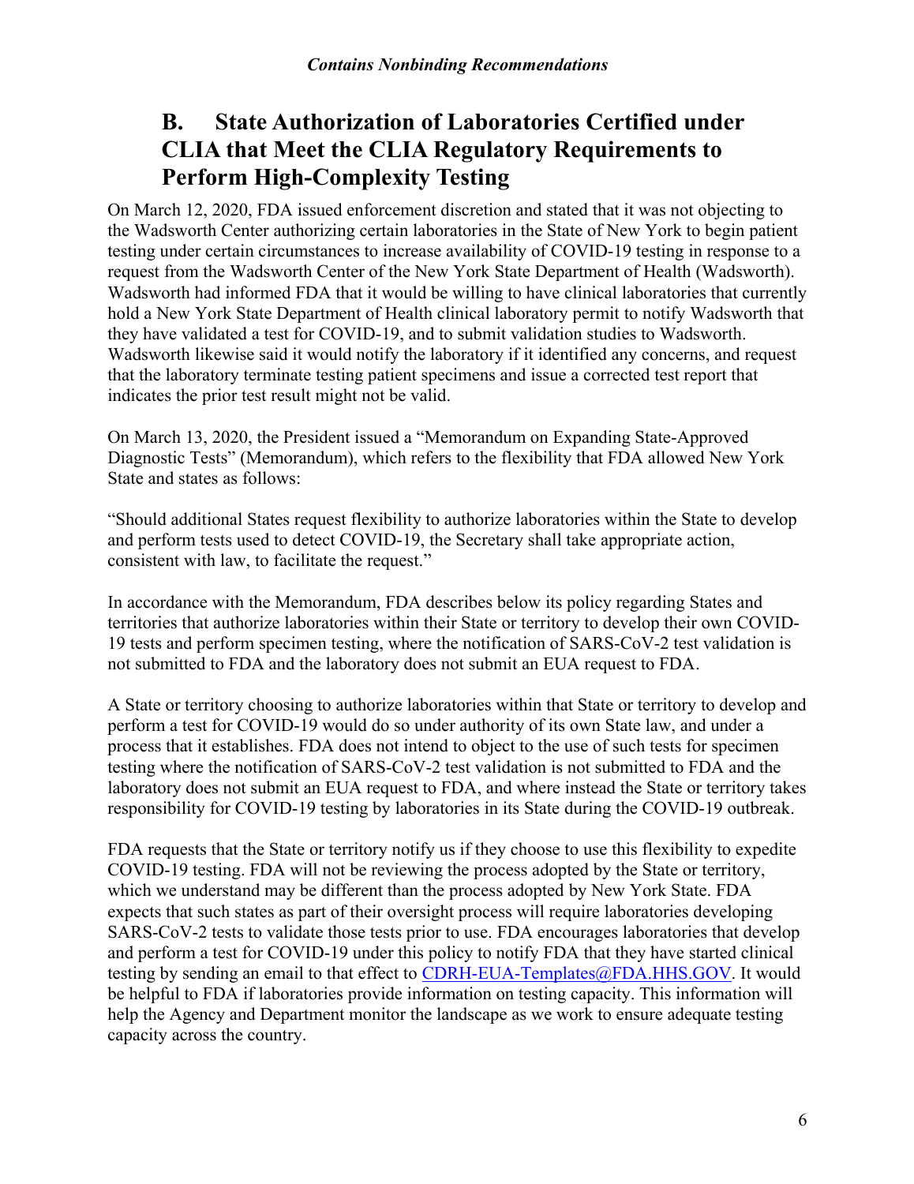## B. State Authorization of Laboratories Certified under CLIA that Meet the CLIA Regulatory Requirements to Perform High-Complexity Testing

On March 12, 2020, FDA issued enforcement discretion and stated that it was not objecting to the Wadsworth Center authorizing certain laboratories in the State of New York to begin patient testing under certain circumstances to increase availability of COVID-19 testing in response to a request from the Wadsworth Center of the New York State Department of Health (Wadsworth). Wadsworth had informed FDA that it would be willing to have clinical laboratories that currently hold a New York State Department of Health clinical laboratory permit to notify Wadsworth that they have validated a test for COVID-19, and to submit validation studies to Wadsworth. Wadsworth likewise said it would notify the laboratory if it identified any concerns, and request that the laboratory terminate testing patient specimens and issue a corrected test report that indicates the prior test result might not be valid.

On March 13, 2020, the President issued a "Memorandum on Expanding State-Approved Diagnostic Tests" (Memorandum), which refers to the flexibility that FDA allowed New York State and states as follows:

"Should additional States request flexibility to authorize laboratories within the State to develop and perform tests used to detect COVID-19, the Secretary shall take appropriate action, consistent with law, to facilitate the request."

In accordance with the Memorandum, FDA describes below its policy regarding States and territories that authorize laboratories within their State or territory to develop their own COVID-19 tests and perform specimen testing, where the notification of SARS-CoV-2 test validation is not submitted to FDA and the laboratory does not submit an EUA request to FDA.

A State or territory choosing to authorize laboratories within that State or territory to develop and perform a test for COVID-19 would do so under authority of its own State law, and under a process that it establishes. FDA does not intend to object to the use of such tests for specimen testing where the notification of SARS-CoV-2 test validation is not submitted to FDA and the laboratory does not submit an EUA request to FDA, and where instead the State or territory takes responsibility for COVID-19 testing by laboratories in its State during the COVID-19 outbreak.

FDA requests that the State or territory notify us if they choose to use this flexibility to expedite COVID-19 testing. FDA will not be reviewing the process adopted by the State or territory, which we understand may be different than the process adopted by New York State. FDA expects that such states as part of their oversight process will require laboratories developing SARS-CoV-2 tests to validate those tests prior to use. FDA encourages laboratories that develop and perform a test for COVID-19 under this policy to notify FDA that they have started clinical testing by sending an email to that effect to CDRH-EUA-Templates@FDA.HHS.GOV. It would be helpful to FDA if laboratories provide information on testing capacity. This information will help the Agency and Department monitor the landscape as we work to ensure adequate testing capacity across the country.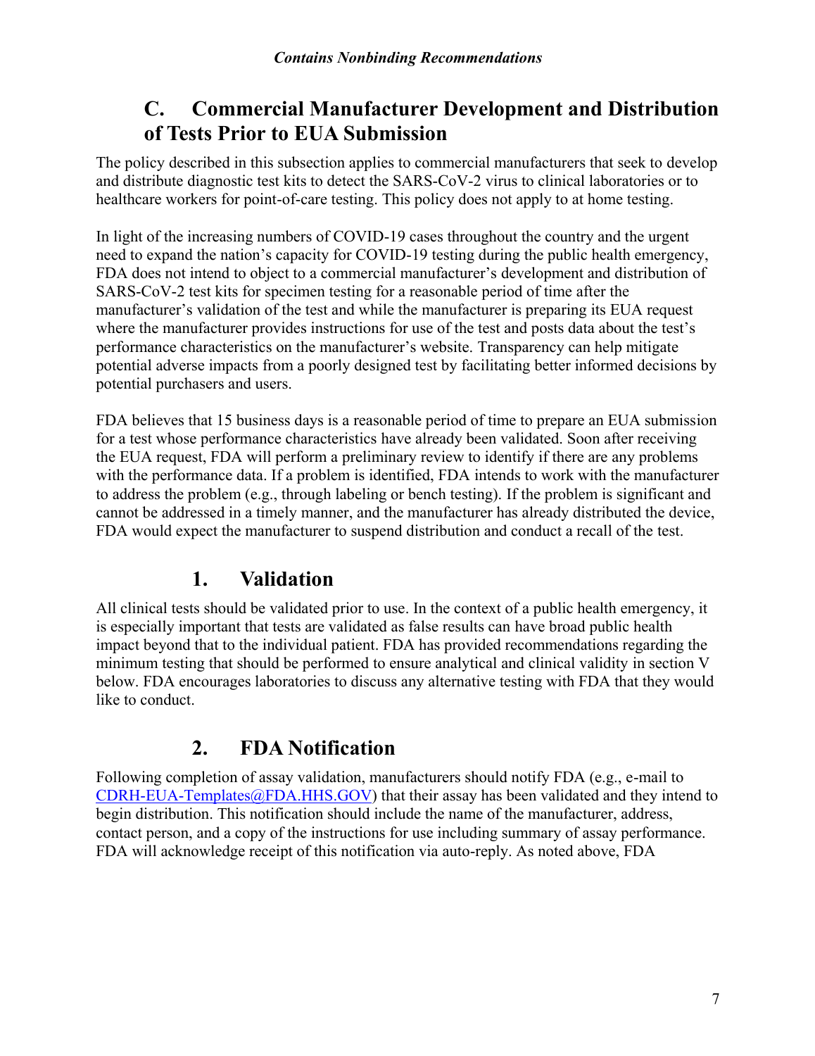## C. Commercial Manufacturer Development and Distribution of Tests Prior to EUA Submission

The policy described in this subsection applies to commercial manufacturers that seek to develop and distribute diagnostic test kits to detect the SARS-CoV-2 virus to clinical laboratories or to healthcare workers for point-of-care testing. This policy does not apply to at home testing.

In light of the increasing numbers of COVID-19 cases throughout the country and the urgent need to expand the nation's capacity for COVID-19 testing during the public health emergency, FDA does not intend to object to a commercial manufacturer's development and distribution of SARS-CoV-2 test kits for specimen testing for a reasonable period of time after the manufacturer's validation of the test and while the manufacturer is preparing its EUA request where the manufacturer provides instructions for use of the test and posts data about the test's performance characteristics on the manufacturer's website. Transparency can help mitigate potential adverse impacts from a poorly designed test by facilitating better informed decisions by potential purchasers and users.

FDA believes that 15 business days is a reasonable period of time to prepare an EUA submission for a test whose performance characteristics have already been validated. Soon after receiving the EUA request, FDA will perform a preliminary review to identify if there are any problems with the performance data. If a problem is identified, FDA intends to work with the manufacturer to address the problem (e.g., through labeling or bench testing). If the problem is significant and cannot be addressed in a timely manner, and the manufacturer has already distributed the device, FDA would expect the manufacturer to suspend distribution and conduct a recall of the test.

### 1. Validation

All clinical tests should be validated prior to use. In the context of a public health emergency, it is especially important that tests are validated as false results can have broad public health impact beyond that to the individual patient. FDA has provided recommendations regarding the minimum testing that should be performed to ensure analytical and clinical validity in section V below. FDA encourages laboratories to discuss any alternative testing with FDA that they would like to conduct.

### 2. FDA Notification

Following completion of assay validation, manufacturers should notify FDA (e.g., e-mail to CDRH-EUA-Templates@FDA.HHS.GOV) that their assay has been validated and they intend to begin distribution. This notification should include the name of the manufacturer, address, contact person, and a copy of the instructions for use including summary of assay performance. FDA will acknowledge receipt of this notification via auto-reply. As noted above, FDA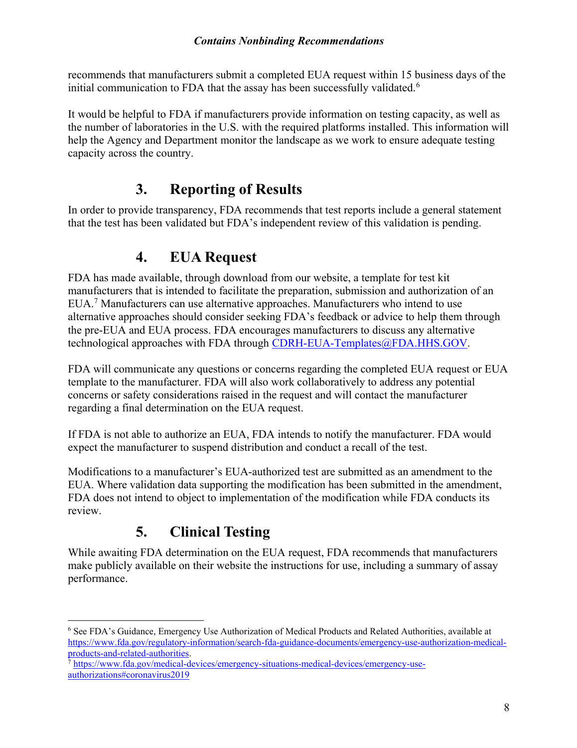recommends that manufacturers submit a completed EUA request within 15 business days of the initial communication to FDA that the assay has been successfully validated.[6]

It would be helpful to FDA if manufacturers provide information on testing capacity, as well as the number of laboratories in the U.S. with the required platforms installed. This information will help the Agency and Department monitor the landscape as we work to ensure adequate testing capacity across the country.

## 3. Reporting of Results

In order to provide transparency, FDA recommends that test reports include a general statement that the test has been validated but FDA's independent review of this validation is pending.

## 4. EUA Request

FDA has made available, through download from our website, a template for test kit manufacturers that is intended to facilitate the preparation, submission and authorization of an EUA.[7] Manufacturers can use alternative approaches. Manufacturers who intend to use alternative approaches should consider seeking FDA's feedback or advice to help them through the pre-EUA and EUA process. FDA encourages manufacturers to discuss any alternative technological approaches with FDA through CDRH-EUA-Templates@FDA.HHS.GOV.

FDA will communicate any questions or concerns regarding the completed EUA request or EUA template to the manufacturer. FDA will also work collaboratively to address any potential concerns or safety considerations raised in the request and will contact the manufacturer regarding a final determination on the EUA request.

If FDA is not able to authorize an EUA, FDA intends to notify the manufacturer. FDA would expect the manufacturer to suspend distribution and conduct a recall of the test.

Modifications to a manufacturer's EUA-authorized test are submitted as an amendment to the EUA. Where validation data supporting the modification has been submitted in the amendment, FDA does not intend to object to implementation of the modification while FDA conducts its review.

## 5. Clinical Testing

While awaiting FDA determination on the EUA request, FDA recommends that manufacturers make publicly available on their website the instructions for use, including a summary of assay performance.

---

[6] See FDA's Guidance, Emergency Use Authorization of Medical Products and Related Authorities, available at https://www.fda.gov/regulatory-information/search-fda-guidance-documents/emergency-use-authorization-medical-products-and-related-authorities.

[7] https://www.fda.gov/medical-devices/emergency-situations-medical-devices/emergency-use-authorizations#coronavirus2019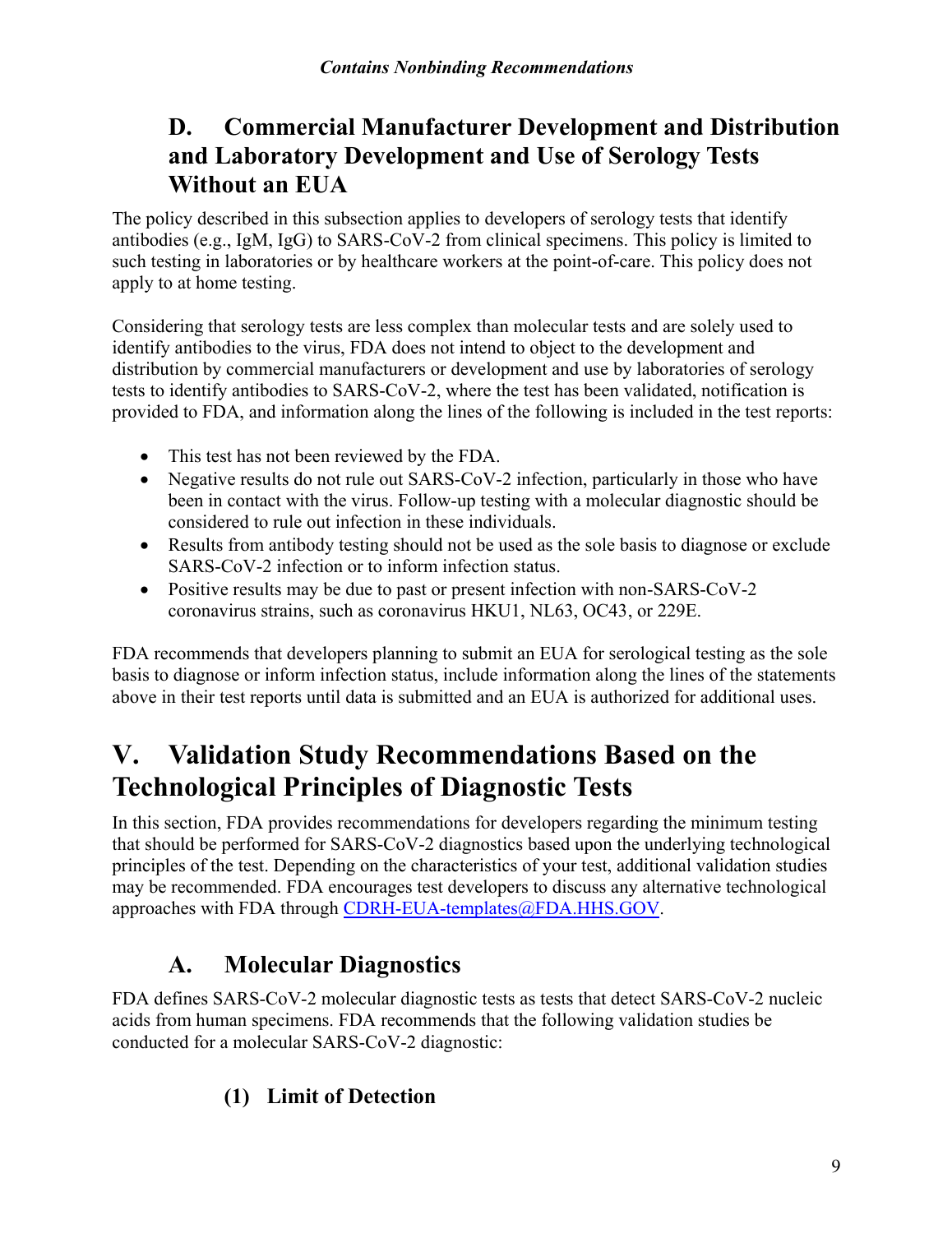### D. Commercial Manufacturer Development and Distribution and Laboratory Development and Use of Serology Tests Without an EUA

The policy described in this subsection applies to developers of serology tests that identify antibodies (e.g., IgM, IgG) to SARS-CoV-2 from clinical specimens. This policy is limited to such testing in laboratories or by healthcare workers at the point-of-care. This policy does not apply to at home testing.

Considering that serology tests are less complex than molecular tests and are solely used to identify antibodies to the virus, FDA does not intend to object to the development and distribution by commercial manufacturers or development and use by laboratories of serology tests to identify antibodies to SARS-CoV-2, where the test has been validated, notification is provided to FDA, and information along the lines of the following is included in the test reports:

- This test has not been reviewed by the FDA.
- Negative results do not rule out SARS-CoV-2 infection, particularly in those who have been in contact with the virus. Follow-up testing with a molecular diagnostic should be considered to rule out infection in these individuals.
- Results from antibody testing should not be used as the sole basis to diagnose or exclude SARS-CoV-2 infection or to inform infection status.
- Positive results may be due to past or present infection with non-SARS-CoV-2 coronavirus strains, such as coronavirus HKU1, NL63, OC43, or 229E.

FDA recommends that developers planning to submit an EUA for serological testing as the sole basis to diagnose or inform infection status, include information along the lines of the statements above in their test reports until data is submitted and an EUA is authorized for additional uses.

## V. Validation Study Recommendations Based on the Technological Principles of Diagnostic Tests

In this section, FDA provides recommendations for developers regarding the minimum testing that should be performed for SARS-CoV-2 diagnostics based upon the underlying technological principles of the test. Depending on the characteristics of your test, additional validation studies may be recommended. FDA encourages test developers to discuss any alternative technological approaches with FDA through CDRH-EUA-templates@FDA.HHS.GOV.

### A. Molecular Diagnostics

FDA defines SARS-CoV-2 molecular diagnostic tests as tests that detect SARS-CoV-2 nucleic acids from human specimens. FDA recommends that the following validation studies be conducted for a molecular SARS-CoV-2 diagnostic:

#### (1) Limit of Detection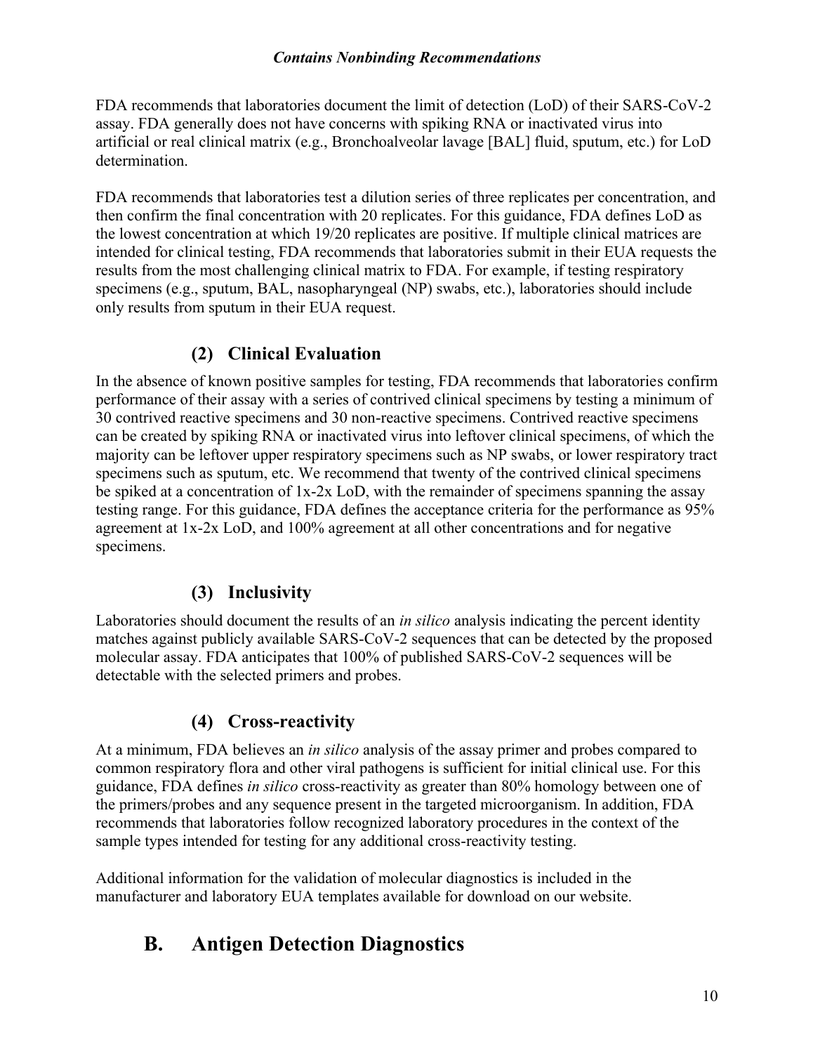FDA recommends that laboratories document the limit of detection (LoD) of their SARS-CoV-2 assay. FDA generally does not have concerns with spiking RNA or inactivated virus into artificial or real clinical matrix (e.g., Bronchoalveolar lavage [BAL] fluid, sputum, etc.) for LoD determination.

FDA recommends that laboratories test a dilution series of three replicates per concentration, and then confirm the final concentration with 20 replicates. For this guidance, FDA defines LoD as the lowest concentration at which 19/20 replicates are positive. If multiple clinical matrices are intended for clinical testing, FDA recommends that laboratories submit in their EUA requests the results from the most challenging clinical matrix to FDA. For example, if testing respiratory specimens (e.g., sputum, BAL, nasopharyngeal (NP) swabs, etc.), laboratories should include only results from sputum in their EUA request.

### (2) Clinical Evaluation

In the absence of known positive samples for testing, FDA recommends that laboratories confirm performance of their assay with a series of contrived clinical specimens by testing a minimum of 30 contrived reactive specimens and 30 non-reactive specimens. Contrived reactive specimens can be created by spiking RNA or inactivated virus into leftover clinical specimens, of which the majority can be leftover upper respiratory specimens such as NP swabs, or lower respiratory tract specimens such as sputum, etc. We recommend that twenty of the contrived clinical specimens be spiked at a concentration of 1x-2x LoD, with the remainder of specimens spanning the assay testing range. For this guidance, FDA defines the acceptance criteria for the performance as 95% agreement at 1x-2x LoD, and 100% agreement at all other concentrations and for negative specimens.

### (3) Inclusivity

Laboratories should document the results of an *in silico* analysis indicating the percent identity matches against publicly available SARS-CoV-2 sequences that can be detected by the proposed molecular assay. FDA anticipates that 100% of published SARS-CoV-2 sequences will be detectable with the selected primers and probes.

### (4) Cross-reactivity

At a minimum, FDA believes an *in silico* analysis of the assay primer and probes compared to common respiratory flora and other viral pathogens is sufficient for initial clinical use. For this guidance, FDA defines *in silico* cross-reactivity as greater than 80% homology between one of the primers/probes and any sequence present in the targeted microorganism. In addition, FDA recommends that laboratories follow recognized laboratory procedures in the context of the sample types intended for testing for any additional cross-reactivity testing.

Additional information for the validation of molecular diagnostics is included in the manufacturer and laboratory EUA templates available for download on our website.

## B. Antigen Detection Diagnostics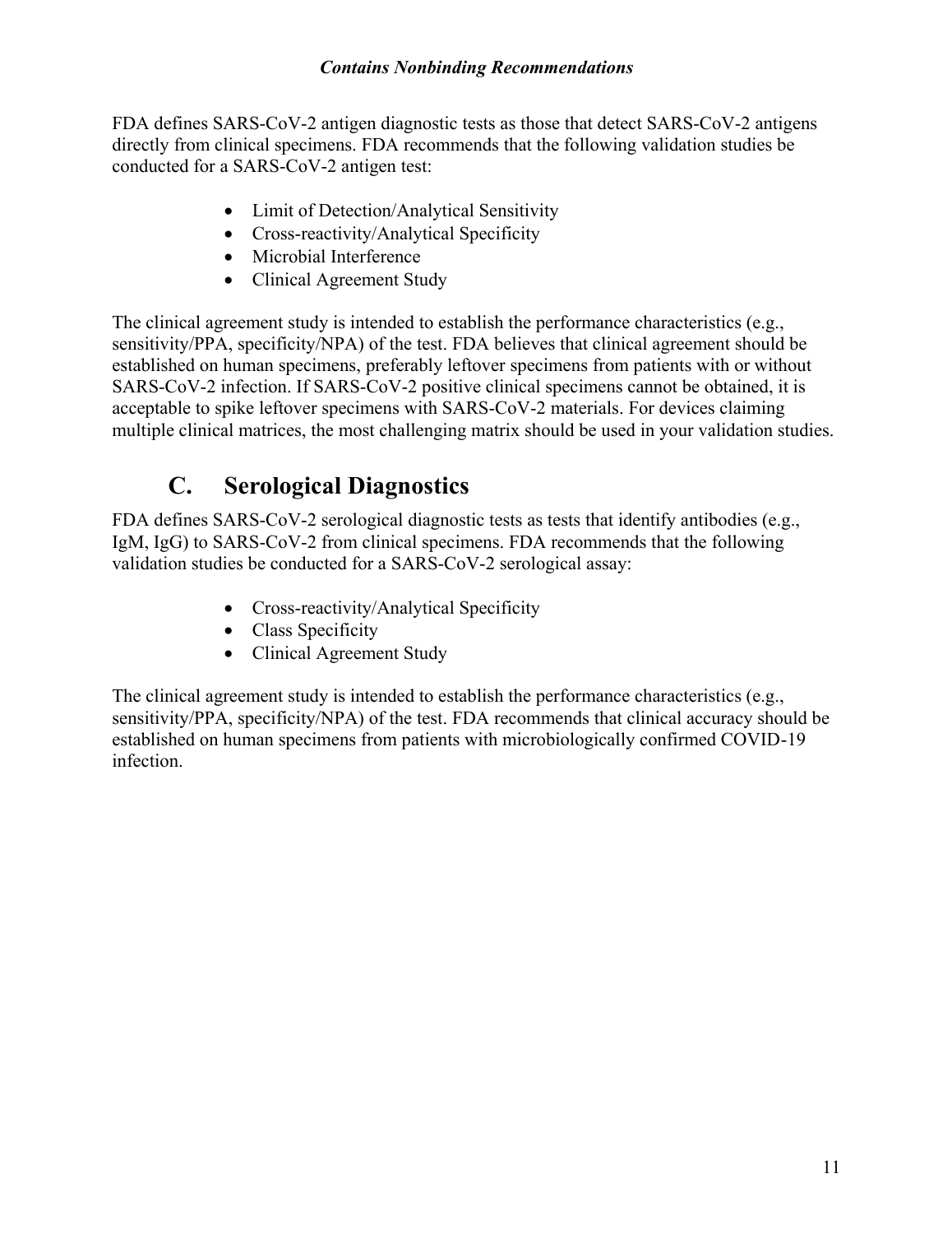FDA defines SARS-CoV-2 antigen diagnostic tests as those that detect SARS-CoV-2 antigens directly from clinical specimens. FDA recommends that the following validation studies be conducted for a SARS-CoV-2 antigen test:

- Limit of Detection/Analytical Sensitivity
- Cross-reactivity/Analytical Specificity
- Microbial Interference
- Clinical Agreement Study

The clinical agreement study is intended to establish the performance characteristics (e.g., sensitivity/PPA, specificity/NPA) of the test. FDA believes that clinical agreement should be established on human specimens, preferably leftover specimens from patients with or without SARS-CoV-2 infection. If SARS-CoV-2 positive clinical specimens cannot be obtained, it is acceptable to spike leftover specimens with SARS-CoV-2 materials. For devices claiming multiple clinical matrices, the most challenging matrix should be used in your validation studies.

## C. Serological Diagnostics

FDA defines SARS-CoV-2 serological diagnostic tests as tests that identify antibodies (e.g., IgM, IgG) to SARS-CoV-2 from clinical specimens. FDA recommends that the following validation studies be conducted for a SARS-CoV-2 serological assay:

- Cross-reactivity/Analytical Specificity
- Class Specificity
- Clinical Agreement Study

The clinical agreement study is intended to establish the performance characteristics (e.g., sensitivity/PPA, specificity/NPA) of the test. FDA recommends that clinical accuracy should be established on human specimens from patients with microbiologically confirmed COVID-19 infection.